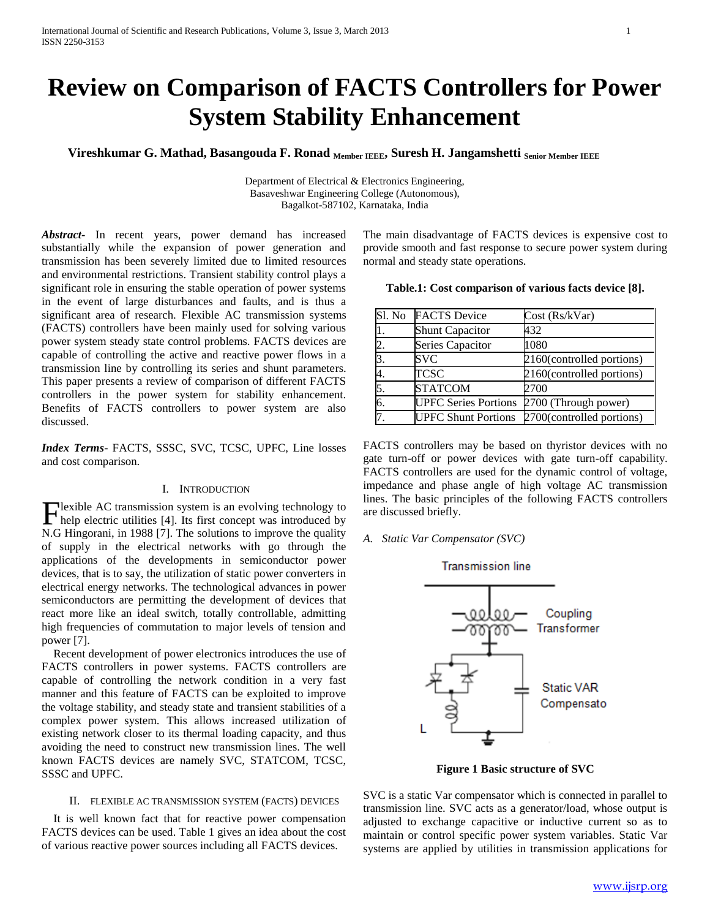# Review on Comparison of FACTS Controllers for Power System Stability Enhancement

**Vireshkumar G. Mathad, Basangouda F. Ronad Member IEEE, Suresh H. Jangamshetti Senior Member IEEE**

Department of Electrical & Electronics Engineering,
Basaveshwar Engineering College (Autonomous),
Bagalkot-587102, Karnataka, India

***Abstract***- In recent years, power demand has increased substantially while the expansion of power generation and transmission has been severely limited due to limited resources and environmental restrictions. Transient stability control plays a significant role in ensuring the stable operation of power systems in the event of large disturbances and faults, and is thus a significant area of research. Flexible AC transmission systems (FACTS) controllers have been mainly used for solving various power system steady state control problems. FACTS devices are capable of controlling the active and reactive power flows in a transmission line by controlling its series and shunt parameters. This paper presents a review of comparison of different FACTS controllers in the power system for stability enhancement. Benefits of FACTS controllers to power system are also discussed.

***Index Terms***- FACTS, SSSC, SVC, TCSC, UPFC, Line losses and cost comparison.

## I. Introduction

Flexible AC transmission system is an evolving technology to help electric utilities [4]. Its first concept was introduced by N.G Hingorani, in 1988 [7]. The solutions to improve the quality of supply in the electrical networks with go through the applications of the developments in semiconductor power devices, that is to say, the utilization of static power converters in electrical energy networks. The technological advances in power semiconductors are permitting the development of devices that react more like an ideal switch, totally controllable, admitting high frequencies of commutation to major levels of tension and power [7].

Recent development of power electronics introduces the use of FACTS controllers in power systems. FACTS controllers are capable of controlling the network condition in a very fast manner and this feature of FACTS can be exploited to improve the voltage stability, and steady state and transient stabilities of a complex power system. This allows increased utilization of existing network closer to its thermal loading capacity, and thus avoiding the need to construct new transmission lines. The well known FACTS devices are namely SVC, STATCOM, TCSC, SSSC and UPFC.

## II. Flexible AC Transmission System (FACTS) Devices

It is well known fact that for reactive power compensation FACTS devices can be used. Table 1 gives an idea about the cost of various reactive power sources including all FACTS devices. The main disadvantage of FACTS devices is expensive cost to provide smooth and fast response to secure power system during normal and steady state operations.

**Table.1: Cost comparison of various facts device [8].**

| Sl. No | FACTS Device | Cost (Rs/kVar) |
|---|---|---|
| 1. | Shunt Capacitor | 432 |
| 2. | Series Capacitor | 1080 |
| 3. | SVC | 2160(controlled portions) |
| 4. | TCSC | 2160(controlled portions) |
| 5. | STATCOM | 2700 |
| 6. | UPFC Series Portions | 2700 (Through power) |
| 7. | UPFC Shunt Portions | 2700(controlled portions) |

FACTS controllers may be based on thyristor devices with no gate turn-off or power devices with gate turn-off capability. FACTS controllers are used for the dynamic control of voltage, impedance and phase angle of high voltage AC transmission lines. The basic principles of the following FACTS controllers are discussed briefly.

### A. Static Var Compensator (SVC)

**Figure 1 Basic structure of SVC**

SVC is a static Var compensator which is connected in parallel to transmission line. SVC acts as a generator/load, whose output is adjusted to exchange capacitive or inductive current so as to maintain or control specific power system variables. Static Var systems are applied by utilities in transmission applications for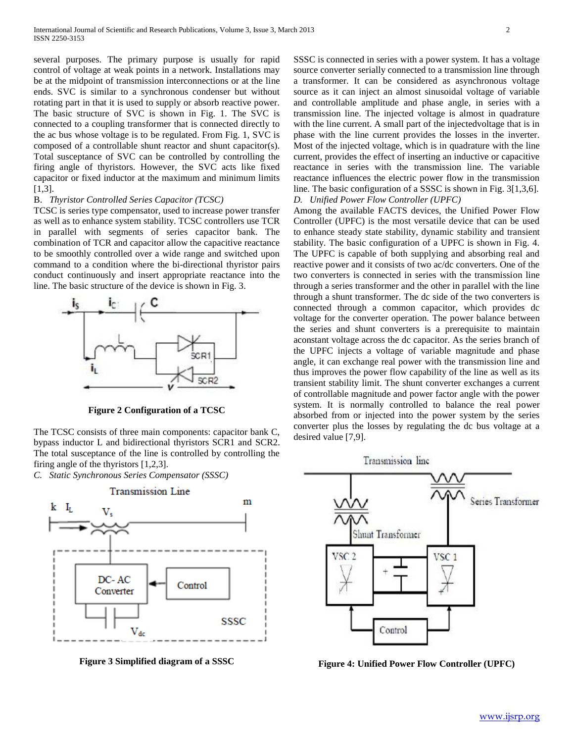several purposes. The primary purpose is usually for rapid control of voltage at weak points in a network. Installations may be at the midpoint of transmission interconnections or at the line ends. SVC is similar to a synchronous condenser but without rotating part in that it is used to supply or absorb reactive power. The basic structure of SVC is shown in Fig. 1. The SVC is connected to a coupling transformer that is connected directly to the ac bus whose voltage is to be regulated. From Fig. 1, SVC is composed of a controllable shunt reactor and shunt capacitor(s). Total susceptance of SVC can be controlled by controlling the firing angle of thyristors. However, the SVC acts like fixed capacitor or fixed inductor at the maximum and minimum limits [1,3].

### B. *Thyristor Controlled Series Capacitor (TCSC)*

TCSC is series type compensator, used to increase power transfer as well as to enhance system stability. TCSC controllers use TCR in parallel with segments of series capacitor bank. The combination of TCR and capacitor allow the capacitive reactance to be smoothly controlled over a wide range and switched upon command to a condition where the bi-directional thyristor pairs conduct continuously and insert appropriate reactance into the line. The basic structure of the device is shown in Fig. 3.

**Figure 2 Configuration of a TCSC**

The TCSC consists of three main components: capacitor bank C, bypass inductor L and bidirectional thyristors SCR1 and SCR2. The total susceptance of the line is controlled by controlling the firing angle of the thyristors [1,2,3].

### C. *Static Synchronous Series Compensator (SSSC)*

**Figure 3 Simplified diagram of a SSSC**

SSSC is connected in series with a power system. It has a voltage source converter serially connected to a transmission line through a transformer. It can be considered as asynchronous voltage source as it can inject an almost sinusoidal voltage of variable and controllable amplitude and phase angle, in series with a transmission line. The injected voltage is almost in quadrature with the line current. A small part of the injectedvoltage that is in phase with the line current provides the losses in the inverter. Most of the injected voltage, which is in quadrature with the line current, provides the effect of inserting an inductive or capacitive reactance in series with the transmission line. The variable reactance influences the electric power flow in the transmission line. The basic configuration of a SSSC is shown in Fig. 3[1,3,6].

### D. *Unified Power Flow Controller (UPFC)*

Among the available FACTS devices, the Unified Power Flow Controller (UPFC) is the most versatile device that can be used to enhance steady state stability, dynamic stability and transient stability. The basic configuration of a UPFC is shown in Fig. 4. The UPFC is capable of both supplying and absorbing real and reactive power and it consists of two ac/dc converters. One of the two converters is connected in series with the transmission line through a series transformer and the other in parallel with the line through a shunt transformer. The dc side of the two converters is connected through a common capacitor, which provides dc voltage for the converter operation. The power balance between the series and shunt converters is a prerequisite to maintain aconstant voltage across the dc capacitor. As the series branch of the UPFC injects a voltage of variable magnitude and phase angle, it can exchange real power with the transmission line and thus improves the power flow capability of the line as well as its transient stability limit. The shunt converter exchanges a current of controllable magnitude and power factor angle with the power system. It is normally controlled to balance the real power absorbed from or injected into the power system by the series converter plus the losses by regulating the dc bus voltage at a desired value [7,9].

**Figure 4: Unified Power Flow Controller (UPFC)**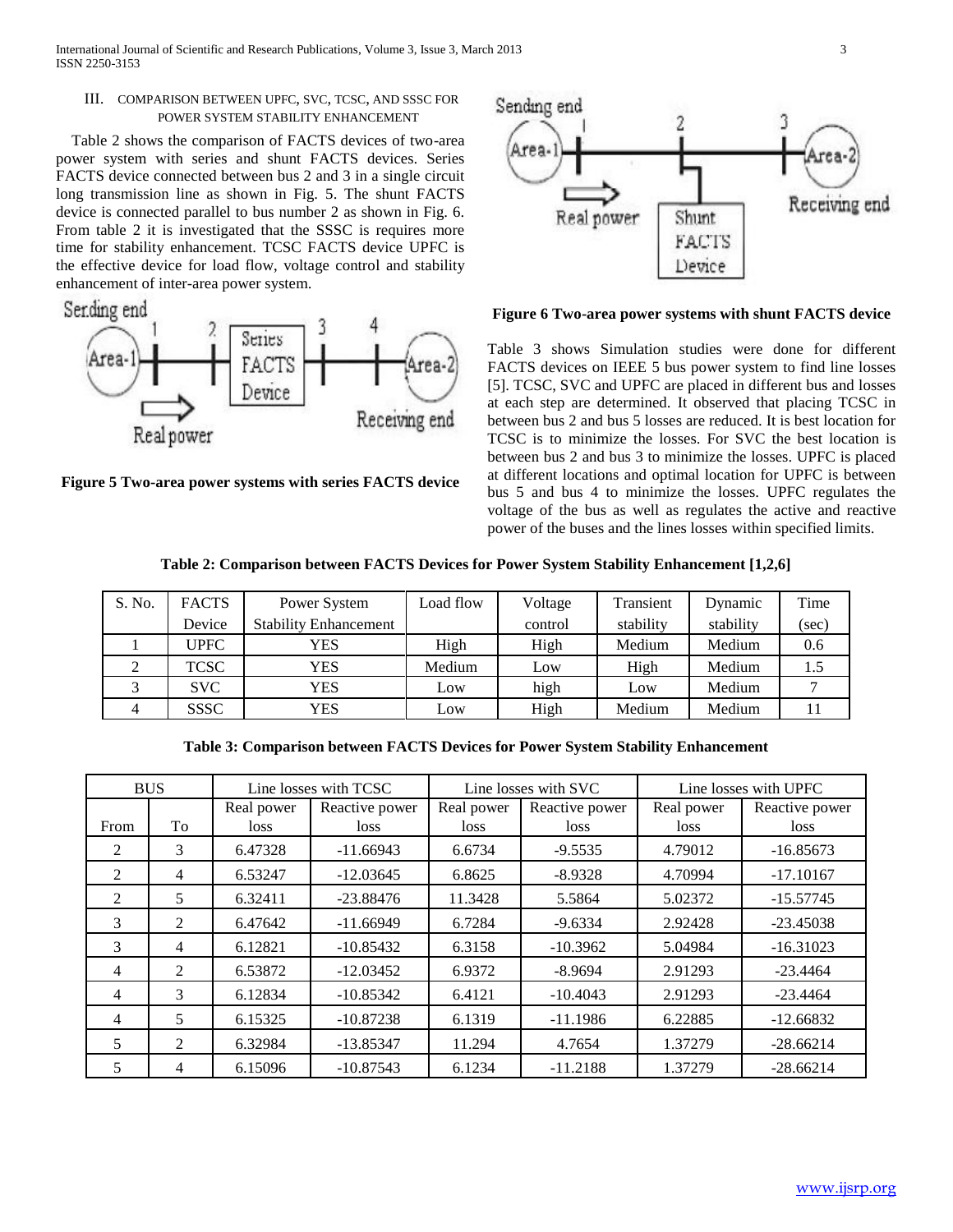## III. COMPARISON BETWEEN UPFC, SVC, TCSC, AND SSSC FOR POWER SYSTEM STABILITY ENHANCEMENT

Table 2 shows the comparison of FACTS devices of two-area power system with series and shunt FACTS devices. Series FACTS device connected between bus 2 and 3 in a single circuit long transmission line as shown in Fig. 5. The shunt FACTS device is connected parallel to bus number 2 as shown in Fig. 6. From table 2 it is investigated that the SSSC is requires more time for stability enhancement. TCSC FACTS device UPFC is the effective device for load flow, voltage control and stability enhancement of inter-area power system.

**Figure 5 Two-area power systems with series FACTS device**

**Figure 6 Two-area power systems with shunt FACTS device**

Table 3 shows Simulation studies were done for different FACTS devices on IEEE 5 bus power system to find line losses [5]. TCSC, SVC and UPFC are placed in different bus and losses at each step are determined. It observed that placing TCSC in between bus 2 and bus 5 losses are reduced. It is best location for TCSC is to minimize the losses. For SVC the best location is between bus 2 and bus 3 to minimize the losses. UPFC is placed at different locations and optimal location for UPFC is between bus 5 and bus 4 to minimize the losses. UPFC regulates the voltage of the bus as well as regulates the active and reactive power of the buses and the lines losses within specified limits.

**Table 2: Comparison between FACTS Devices for Power System Stability Enhancement [1,2,6]**

| S. No. | FACTS Device | Power System Stability Enhancement | Load flow | Voltage control | Transient stability | Dynamic stability | Time (sec) |
|---|---|---|---|---|---|---|---|
| 1 | UPFC | YES | High | High | Medium | Medium | 0.6 |
| 2 | TCSC | YES | Medium | Low | High | Medium | 1.5 |
| 3 | SVC | YES | Low | high | Low | Medium | 7 |
| 4 | SSSC | YES | Low | High | Medium | Medium | 11 |

**Table 3: Comparison between FACTS Devices for Power System Stability Enhancement**

| BUS | | Line losses with TCSC | | Line losses with SVC | | Line losses with UPFC | |
|---|---|---|---|---|---|---|---|
| From | To | Real power loss | Reactive power loss | Real power loss | Reactive power loss | Real power loss | Reactive power loss |
| 2 | 3 | 6.47328 | -11.66943 | 6.6734 | -9.5535 | 4.79012 | -16.85673 |
| 2 | 4 | 6.53247 | -12.03645 | 6.8625 | -8.9328 | 4.70994 | -17.10167 |
| 2 | 5 | 6.32411 | -23.88476 | 11.3428 | 5.5864 | 5.02372 | -15.57745 |
| 3 | 2 | 6.47642 | -11.66949 | 6.7284 | -9.6334 | 2.92428 | -23.45038 |
| 3 | 4 | 6.12821 | -10.85432 | 6.3158 | -10.3962 | 5.04984 | -16.31023 |
| 4 | 2 | 6.53872 | -12.03452 | 6.9372 | -8.9694 | 2.91293 | -23.4464 |
| 4 | 3 | 6.12834 | -10.85342 | 6.4121 | -10.4043 | 2.91293 | -23.4464 |
| 4 | 5 | 6.15325 | -10.87238 | 6.1319 | -11.1986 | 6.22885 | -12.66832 |
| 5 | 2 | 6.32984 | -13.85347 | 11.294 | 4.7654 | 1.37279 | -28.66214 |
| 5 | 4 | 6.15096 | -10.87543 | 6.1234 | -11.2188 | 1.37279 | -28.66214 |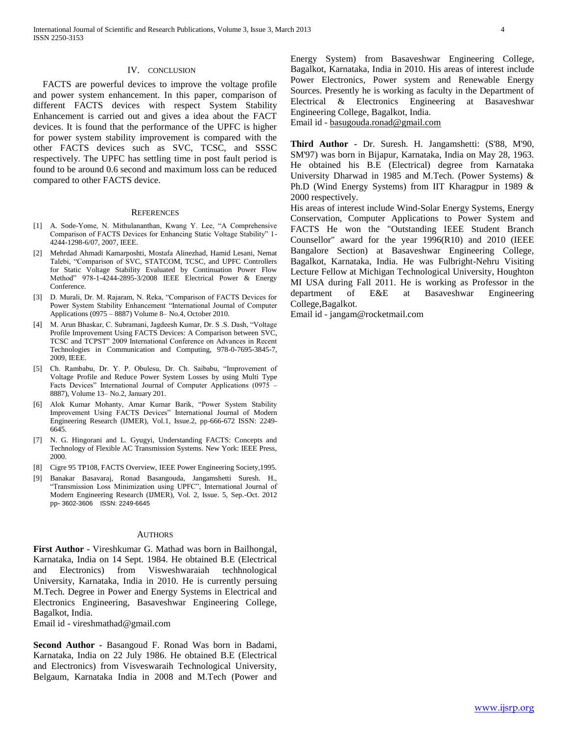## IV. CONCLUSION

FACTS are powerful devices to improve the voltage profile and power system enhancement. In this paper, comparison of different FACTS devices with respect System Stability Enhancement is carried out and gives a idea about the FACT devices. It is found that the performance of the UPFC is higher for power system stability improvement is compared with the other FACTS devices such as SVC, TCSC, and SSSC respectively. The UPFC has settling time in post fault period is found to be around 0.6 second and maximum loss can be reduced compared to other FACTS device.

## REFERENCES

[1] A. Sode-Yome, N. Mithulananthan, Kwang Y. Lee, "A Comprehensive Comparison of FACTS Devices for Enhancing Static Voltage Stability" 1-4244-1298-6/07, 2007, IEEE.

[2] Mehrdad Ahmadi Kamarposhti, Mostafa Alinezhad, Hamid Lesani, Nemat Talebi, "Comparison of SVC, STATCOM, TCSC, and UPFC Controllers for Static Voltage Stability Evaluated by Continuation Power Flow Method" 978-1-4244-2895-3/2008 IEEE Electrical Power & Energy Conference.

[3] D. Murali, Dr. M. Rajaram, N. Reka, "Comparison of FACTS Devices for Power System Stability Enhancement "International Journal of Computer Applications (0975 – 8887) Volume 8– No.4, October 2010.

[4] M. Arun Bhaskar, C. Subramani, Jagdeesh Kumar, Dr. S .S. Dash, "Voltage Profile Improvement Using FACTS Devices: A Comparison between SVC, TCSC and TCPST" 2009 International Conference on Advances in Recent Technologies in Communication and Computing, 978-0-7695-3845-7, 2009, IEEE.

[5] Ch. Rambabu, Dr. Y. P. Obulesu, Dr. Ch. Saibabu, "Improvement of Voltage Profile and Reduce Power System Losses by using Multi Type Facts Devices" International Journal of Computer Applications (0975 – 8887), Volume 13– No.2, January 201.

[6] Alok Kumar Mohanty, Amar Kumar Barik, "Power System Stability Improvement Using FACTS Devices" International Journal of Modern Engineering Research (IJMER), Vol.1, Issue.2, pp-666-672 ISSN: 2249-6645.

[7] N. G. Hingorani and L. Gyugyi, Understanding FACTS: Concepts and Technology of Flexible AC Transmission Systems. New York: IEEE Press, 2000.

[8] Cigre 95 TP108, FACTS Overview, IEEE Power Engineering Society,1995.

[9] Banakar Basavaraj, Ronad Basangouda, Jangamshetti Suresh. H., "Transmission Loss Minimization using UPFC", International Journal of Modern Engineering Research (IJMER), Vol. 2, Issue. 5, Sep.-Oct. 2012 pp- 3602-3606 ISSN: 2249-6645

## AUTHORS

**First Author -** Vireshkumar G. Mathad was born in Bailhongal, Karnataka, India on 14 Sept. 1984. He obtained B.E (Electrical and Electronics) from Visweshwaraiah techhnological University, Karnataka, India in 2010. He is currently persuing M.Tech. Degree in Power and Energy Systems in Electrical and Electronics Engineering, Basaveshwar Engineering College, Bagalkot, India.
Email id - vireshmathad@gmail.com

**Second Author -** Basangoud F. Ronad Was born in Badami, Karnataka, India on 22 July 1986. He obtained B.E (Electrical and Electronics) from Visveswaraih Technological University, Belgaum, Karnataka India in 2008 and M.Tech (Power and Energy System) from Basaveshwar Engineering College, Bagalkot, Karnataka, India in 2010. His areas of interest include Power Electronics, Power system and Renewable Energy Sources. Presently he is working as faculty in the Department of Electrical & Electronics Engineering at Basaveshwar Engineering College, Bagalkot, India.
Email id - basugouda.ronad@gmail.com

**Third Author -** Dr. Suresh. H. Jangamshetti: (S'88, M'90, SM'97) was born in Bijapur, Karnataka, India on May 28, 1963. He obtained his B.E (Electrical) degree from Karnataka University Dharwad in 1985 and M.Tech. (Power Systems) & Ph.D (Wind Energy Systems) from IIT Kharagpur in 1989 & 2000 respectively.
His areas of interest include Wind-Solar Energy Systems, Energy Conservation, Computer Applications to Power System and FACTS He won the "Outstanding IEEE Student Branch Counsellor" award for the year 1996(R10) and 2010 (IEEE Bangalore Section) at Basaveshwar Engineering College, Bagalkot, Karnataka, India. He was Fulbright-Nehru Visiting Lecture Fellow at Michigan Technological University, Houghton MI USA during Fall 2011. He is working as Professor in the department of E&E at Basaveshwar Engineering College,Bagalkot.
Email id - jangam@rocketmail.com